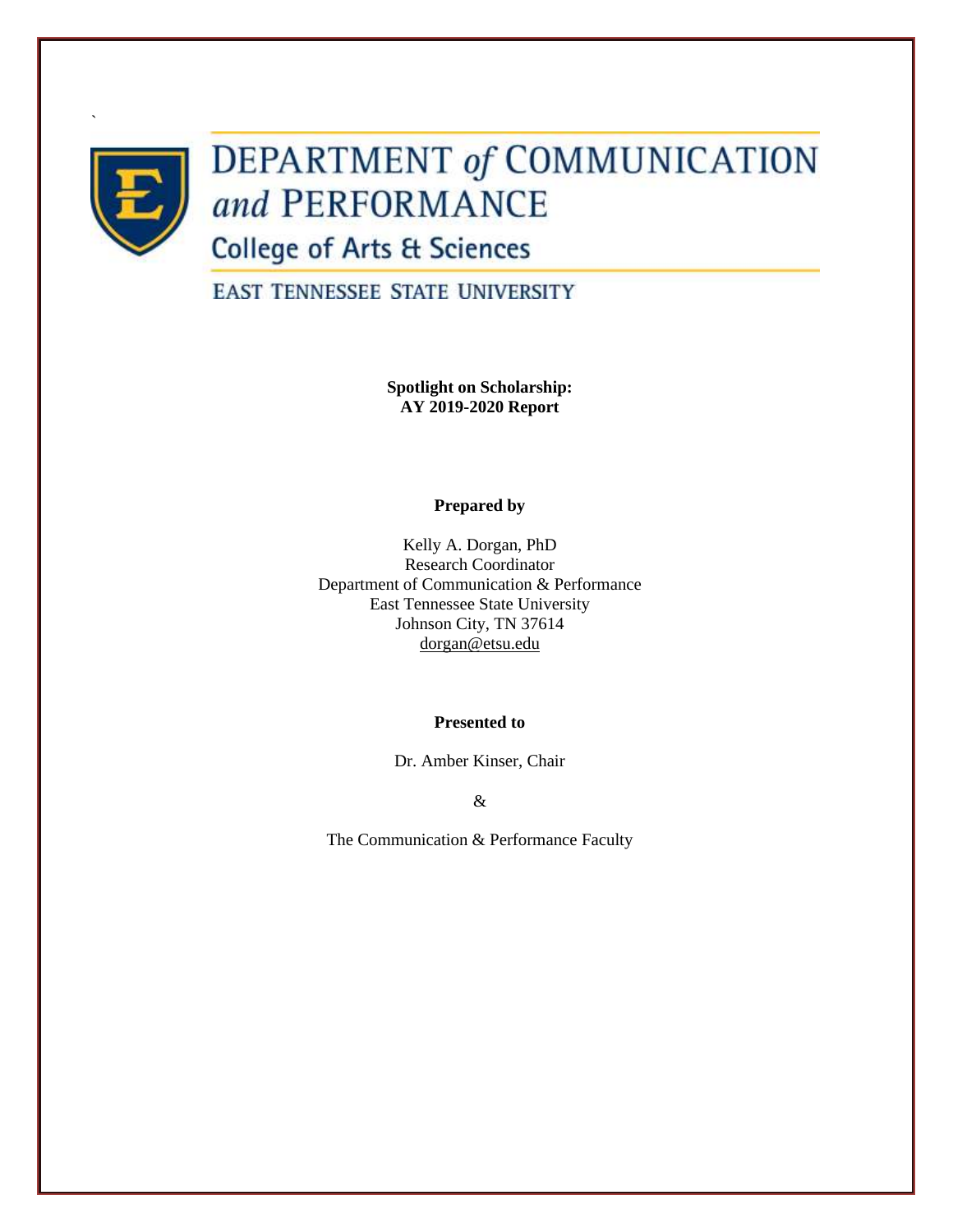# DEPARTMENT *of* COMMUNICATION *and* PERFORMANCE

## College of Arts & Sciences

EAST TENNESSEE STATE UNIVERSITY

**Spotlight on Scholarship:**
**AY 2019-2020 Report**

**Prepared by**

Kelly A. Dorgan, PhD
Research Coordinator
Department of Communication & Performance
East Tennessee State University
Johnson City, TN 37614
dorgan@etsu.edu

**Presented to**

Dr. Amber Kinser, Chair

&

The Communication & Performance Faculty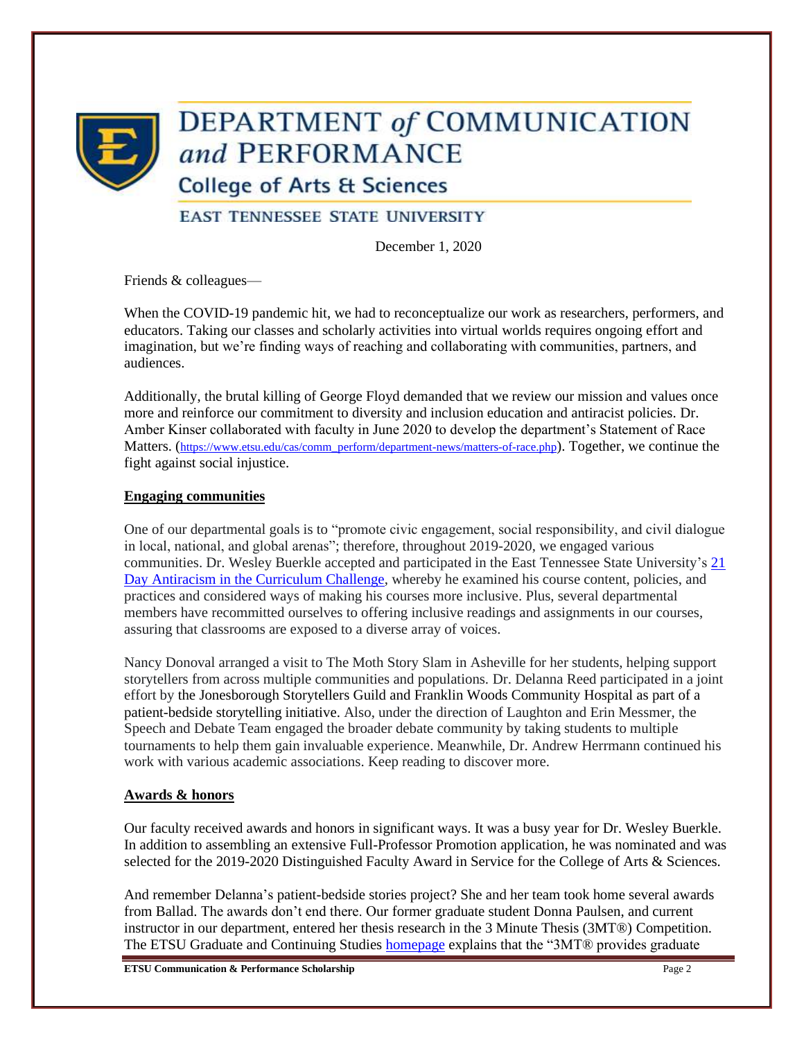# DEPARTMENT *of* COMMUNICATION *and* PERFORMANCE

## College of Arts & Sciences

### EAST TENNESSEE STATE UNIVERSITY

December 1, 2020

Friends & colleagues—

When the COVID-19 pandemic hit, we had to reconceptualize our work as researchers, performers, and educators. Taking our classes and scholarly activities into virtual worlds requires ongoing effort and imagination, but we're finding ways of reaching and collaborating with communities, partners, and audiences.

Additionally, the brutal killing of George Floyd demanded that we review our mission and values once more and reinforce our commitment to diversity and inclusion education and antiracist policies. Dr. Amber Kinser collaborated with faculty in June 2020 to develop the department's Statement of Race Matters. (https://www.etsu.edu/cas/comm_perform/department-news/matters-of-race.php). Together, we continue the fight against social injustice.

**Engaging communities**

One of our departmental goals is to "promote civic engagement, social responsibility, and civil dialogue in local, national, and global arenas"; therefore, throughout 2019-2020, we engaged various communities. Dr. Wesley Buerkle accepted and participated in the East Tennessee State University's 21 Day Antiracism in the Curriculum Challenge, whereby he examined his course content, policies, and practices and considered ways of making his courses more inclusive. Plus, several departmental members have recommitted ourselves to offering inclusive readings and assignments in our courses, assuring that classrooms are exposed to a diverse array of voices.

Nancy Donoval arranged a visit to The Moth Story Slam in Asheville for her students, helping support storytellers from across multiple communities and populations. Dr. Delanna Reed participated in a joint effort by the Jonesborough Storytellers Guild and Franklin Woods Community Hospital as part of a patient-bedside storytelling initiative. Also, under the direction of Laughton and Erin Messmer, the Speech and Debate Team engaged the broader debate community by taking students to multiple tournaments to help them gain invaluable experience. Meanwhile, Dr. Andrew Herrmann continued his work with various academic associations. Keep reading to discover more.

**Awards & honors**

Our faculty received awards and honors in significant ways. It was a busy year for Dr. Wesley Buerkle. In addition to assembling an extensive Full-Professor Promotion application, he was nominated and was selected for the 2019-2020 Distinguished Faculty Award in Service for the College of Arts & Sciences.

And remember Delanna's patient-bedside stories project? She and her team took home several awards from Ballad. The awards don't end there. Our former graduate student Donna Paulsen, and current instructor in our department, entered her thesis research in the 3 Minute Thesis (3MT®) Competition. The ETSU Graduate and Continuing Studies homepage explains that the "3MT® provides graduate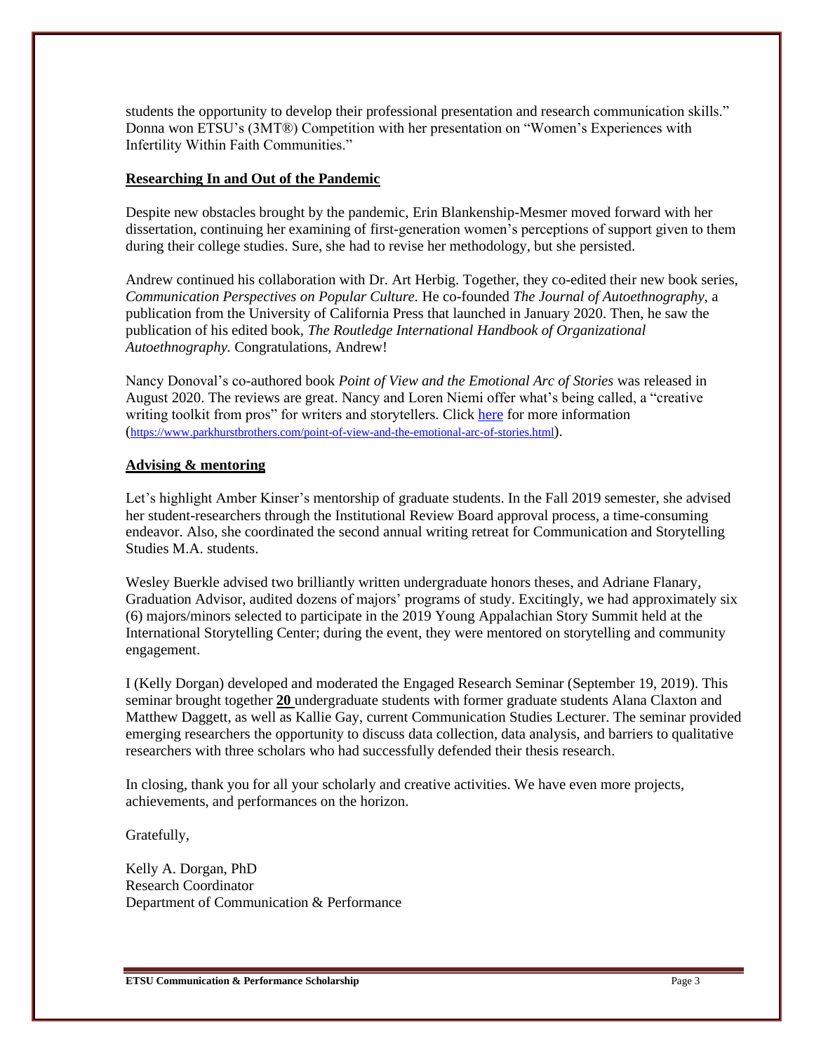students the opportunity to develop their professional presentation and research communication skills." Donna won ETSU's (3MT®) Competition with her presentation on "Women's Experiences with Infertility Within Faith Communities."

## Researching In and Out of the Pandemic

Despite new obstacles brought by the pandemic, Erin Blankenship-Mesmer moved forward with her dissertation, continuing her examining of first-generation women's perceptions of support given to them during their college studies. Sure, she had to revise her methodology, but she persisted.

Andrew continued his collaboration with Dr. Art Herbig. Together, they co-edited their new book series, *Communication Perspectives on Popular Culture.* He co-founded *The Journal of Autoethnography*, a publication from the University of California Press that launched in January 2020. Then, he saw the publication of his edited book, *The Routledge International Handbook of Organizational Autoethnography.* Congratulations, Andrew!

Nancy Donoval's co-authored book *Point of View and the Emotional Arc of Stories* was released in August 2020. The reviews are great. Nancy and Loren Niemi offer what's being called, a "creative writing toolkit from pros" for writers and storytellers. Click [here](https://www.parkhurstbrothers.com/point-of-view-and-the-emotional-arc-of-stories.html) for more information (https://www.parkhurstbrothers.com/point-of-view-and-the-emotional-arc-of-stories.html).

## Advising & mentoring

Let's highlight Amber Kinser's mentorship of graduate students. In the Fall 2019 semester, she advised her student-researchers through the Institutional Review Board approval process, a time-consuming endeavor. Also, she coordinated the second annual writing retreat for Communication and Storytelling Studies M.A. students.

Wesley Buerkle advised two brilliantly written undergraduate honors theses, and Adriane Flanary, Graduation Advisor, audited dozens of majors' programs of study. Excitingly, we had approximately six (6) majors/minors selected to participate in the 2019 Young Appalachian Story Summit held at the International Storytelling Center; during the event, they were mentored on storytelling and community engagement.

I (Kelly Dorgan) developed and moderated the Engaged Research Seminar (September 19, 2019). This seminar brought together **20** undergraduate students with former graduate students Alana Claxton and Matthew Daggett, as well as Kallie Gay, current Communication Studies Lecturer. The seminar provided emerging researchers the opportunity to discuss data collection, data analysis, and barriers to qualitative researchers with three scholars who had successfully defended their thesis research.

In closing, thank you for all your scholarly and creative activities. We have even more projects, achievements, and performances on the horizon.

Gratefully,

Kelly A. Dorgan, PhD
Research Coordinator
Department of Communication & Performance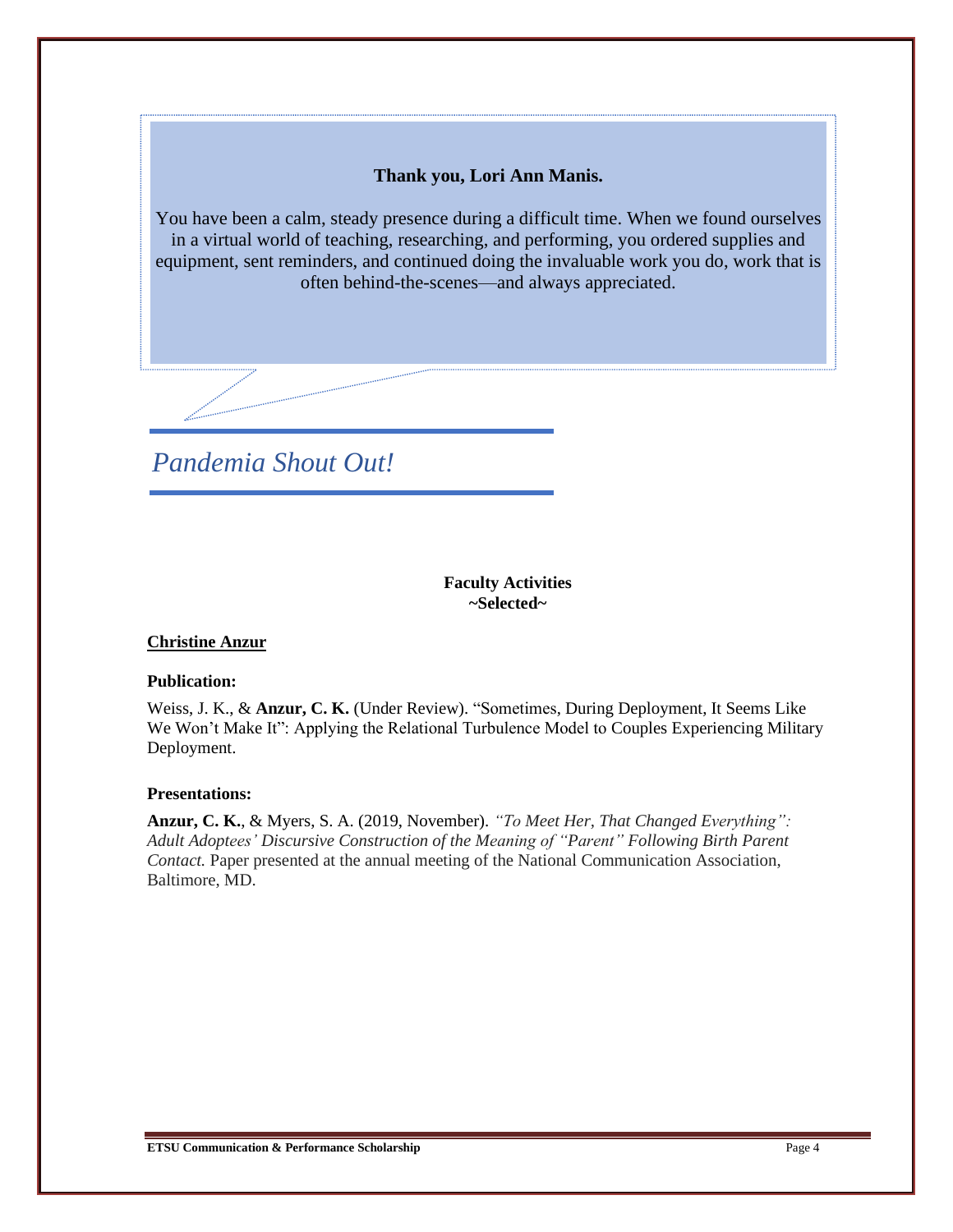**Thank you, Lori Ann Manis.**

You have been a calm, steady presence during a difficult time. When we found ourselves in a virtual world of teaching, researching, and performing, you ordered supplies and equipment, sent reminders, and continued doing the invaluable work you do, work that is often behind-the-scenes—and always appreciated.

## *Pandemia Shout Out!*

**Faculty Activities**
**~Selected~**

**Christine Anzur**

**Publication:**

Weiss, J. K., & **Anzur, C. K.** (Under Review). "Sometimes, During Deployment, It Seems Like We Won't Make It": Applying the Relational Turbulence Model to Couples Experiencing Military Deployment.

**Presentations:**

**Anzur, C. K.**, & Myers, S. A. (2019, November). *"To Meet Her, That Changed Everything": Adult Adoptees' Discursive Construction of the Meaning of "Parent" Following Birth Parent Contact.* Paper presented at the annual meeting of the National Communication Association, Baltimore, MD.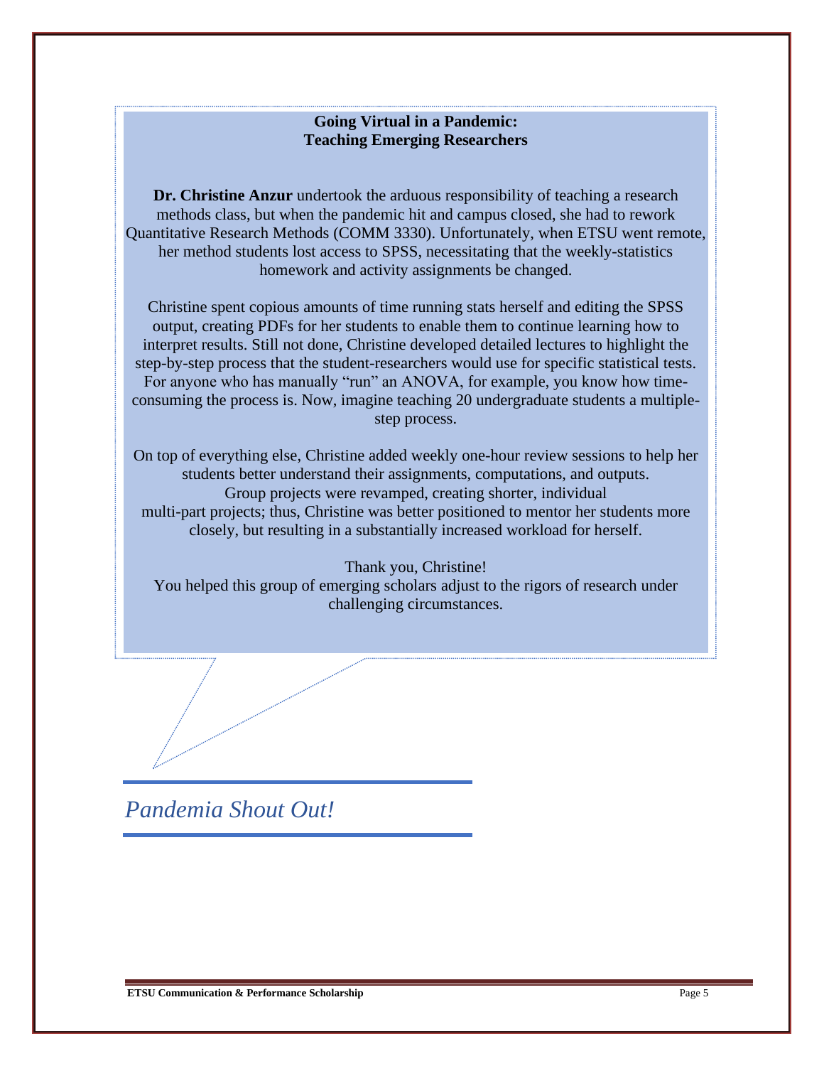**Going Virtual in a Pandemic:**
**Teaching Emerging Researchers**

**Dr. Christine Anzur** undertook the arduous responsibility of teaching a research methods class, but when the pandemic hit and campus closed, she had to rework Quantitative Research Methods (COMM 3330). Unfortunately, when ETSU went remote, her method students lost access to SPSS, necessitating that the weekly-statistics homework and activity assignments be changed.

Christine spent copious amounts of time running stats herself and editing the SPSS output, creating PDFs for her students to enable them to continue learning how to interpret results. Still not done, Christine developed detailed lectures to highlight the step-by-step process that the student-researchers would use for specific statistical tests. For anyone who has manually "run" an ANOVA, for example, you know how time-consuming the process is. Now, imagine teaching 20 undergraduate students a multiple-step process.

On top of everything else, Christine added weekly one-hour review sessions to help her students better understand their assignments, computations, and outputs. Group projects were revamped, creating shorter, individual multi-part projects; thus, Christine was better positioned to mentor her students more closely, but resulting in a substantially increased workload for herself.

Thank you, Christine!
You helped this group of emerging scholars adjust to the rigors of research under challenging circumstances.

## *Pandemia Shout Out!*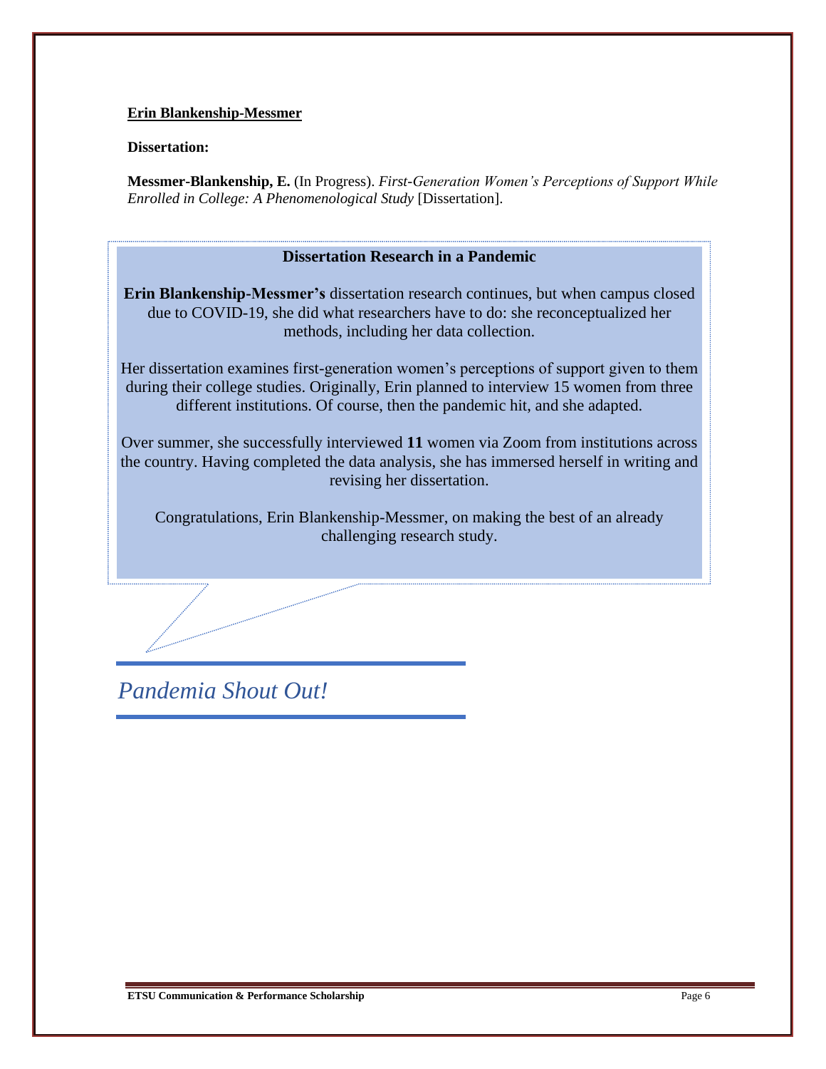**Erin Blankenship-Messmer**

**Dissertation:**

**Messmer-Blankenship, E.** (In Progress). *First-Generation Women's Perceptions of Support While Enrolled in College: A Phenomenological Study* [Dissertation].

### Dissertation Research in a Pandemic

**Erin Blankenship-Messmer's** dissertation research continues, but when campus closed due to COVID-19, she did what researchers have to do: she reconceptualized her methods, including her data collection.

Her dissertation examines first-generation women's perceptions of support given to them during their college studies. Originally, Erin planned to interview 15 women from three different institutions. Of course, then the pandemic hit, and she adapted.

Over summer, she successfully interviewed **11** women via Zoom from institutions across the country. Having completed the data analysis, she has immersed herself in writing and revising her dissertation.

Congratulations, Erin Blankenship-Messmer, on making the best of an already challenging research study.

*Pandemia Shout Out!*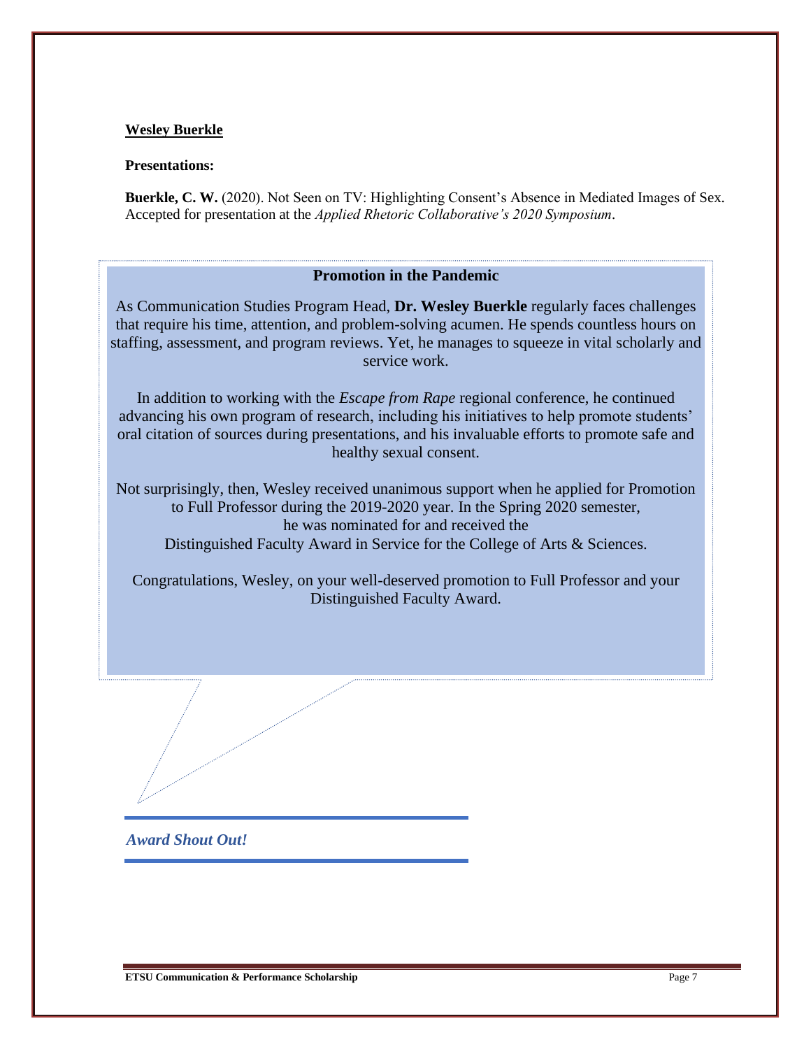**Wesley Buerkle**

**Presentations:**

**Buerkle, C. W.** (2020). Not Seen on TV: Highlighting Consent's Absence in Mediated Images of Sex. Accepted for presentation at the *Applied Rhetoric Collaborative's 2020 Symposium*.

**Promotion in the Pandemic**

As Communication Studies Program Head, **Dr. Wesley Buerkle** regularly faces challenges that require his time, attention, and problem-solving acumen. He spends countless hours on staffing, assessment, and program reviews. Yet, he manages to squeeze in vital scholarly and service work.

In addition to working with the *Escape from Rape* regional conference, he continued advancing his own program of research, including his initiatives to help promote students' oral citation of sources during presentations, and his invaluable efforts to promote safe and healthy sexual consent.

Not surprisingly, then, Wesley received unanimous support when he applied for Promotion to Full Professor during the 2019-2020 year. In the Spring 2020 semester, he was nominated for and received the Distinguished Faculty Award in Service for the College of Arts & Sciences.

Congratulations, Wesley, on your well-deserved promotion to Full Professor and your Distinguished Faculty Award.

*Award Shout Out!*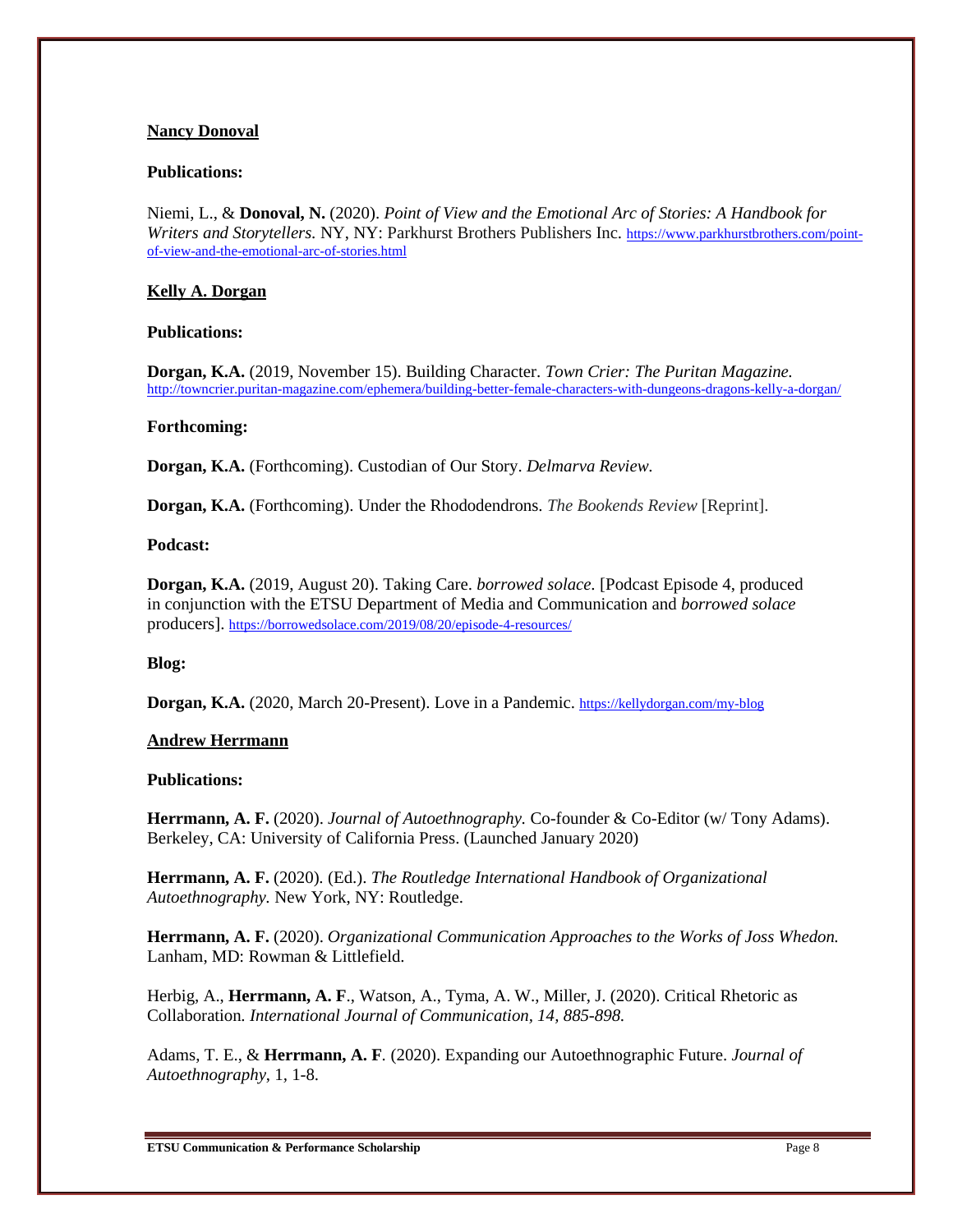**<u>Nancy Donoval</u>**

**Publications:**

Niemi, L., & **Donoval, N.** (2020). *Point of View and the Emotional Arc of Stories: A Handbook for Writers and Storytellers.* NY, NY: Parkhurst Brothers Publishers Inc. https://www.parkhurstbrothers.com/point-of-view-and-the-emotional-arc-of-stories.html

**<u>Kelly A. Dorgan</u>**

**Publications:**

**Dorgan, K.A.** (2019, November 15). Building Character. *Town Crier: The Puritan Magazine.* http://towncrier.puritan-magazine.com/ephemera/building-better-female-characters-with-dungeons-dragons-kelly-a-dorgan/

**Forthcoming:**

**Dorgan, K.A.** (Forthcoming). Custodian of Our Story. *Delmarva Review.*

**Dorgan, K.A.** (Forthcoming). Under the Rhododendrons. *The Bookends Review* [Reprint].

**Podcast:**

**Dorgan, K.A.** (2019, August 20). Taking Care. *borrowed solace.* [Podcast Episode 4, produced in conjunction with the ETSU Department of Media and Communication and *borrowed solace* producers]. https://borrowedsolace.com/2019/08/20/episode-4-resources/

**Blog:**

**Dorgan, K.A.** (2020, March 20-Present). Love in a Pandemic. https://kellydorgan.com/my-blog

**<u>Andrew Herrmann</u>**

**Publications:**

**Herrmann, A. F.** (2020). *Journal of Autoethnography.* Co-founder & Co-Editor (w/ Tony Adams). Berkeley, CA: University of California Press. (Launched January 2020)

**Herrmann, A. F.** (2020). (Ed.). *The Routledge International Handbook of Organizational Autoethnography.* New York, NY: Routledge.

**Herrmann, A. F.** (2020). *Organizational Communication Approaches to the Works of Joss Whedon.* Lanham, MD: Rowman & Littlefield.

Herbig, A., **Herrmann, A. F**., Watson, A., Tyma, A. W., Miller, J. (2020). Critical Rhetoric as Collaboration. *International Journal of Communication, 14, 885-898.*

Adams, T. E., & **Herrmann, A. F**. (2020). Expanding our Autoethnographic Future. *Journal of Autoethnography*, 1, 1-8.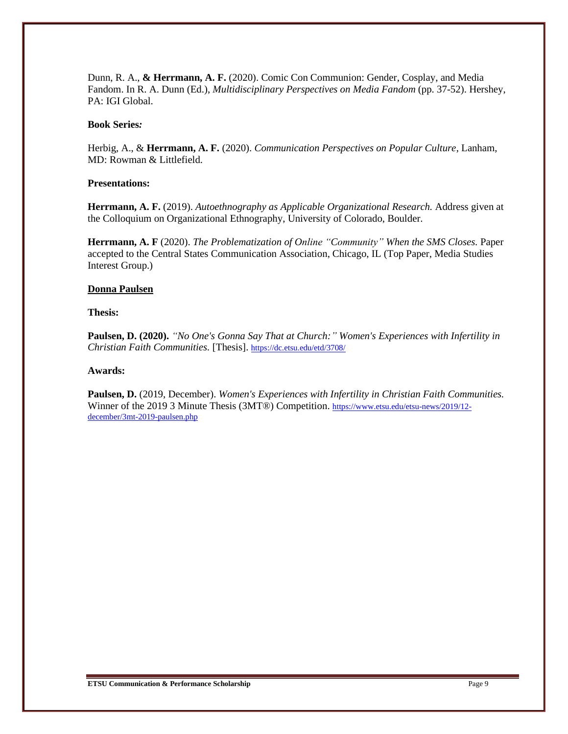Dunn, R. A., **& Herrmann, A. F.** (2020). Comic Con Communion: Gender, Cosplay, and Media Fandom. In R. A. Dunn (Ed.), *Multidisciplinary Perspectives on Media Fandom* (pp. 37-52). Hershey, PA: IGI Global.

**Book Series:**

Herbig, A., & **Herrmann, A. F.** (2020). *Communication Perspectives on Popular Culture*, Lanham, MD: Rowman & Littlefield.

**Presentations:**

**Herrmann, A. F.** (2019). *Autoethnography as Applicable Organizational Research.* Address given at the Colloquium on Organizational Ethnography, University of Colorado, Boulder.

**Herrmann, A. F** (2020). *The Problematization of Online "Community" When the SMS Closes.* Paper accepted to the Central States Communication Association, Chicago, IL (Top Paper, Media Studies Interest Group.)

**<u>Donna Paulsen</u>**

**Thesis:**

**Paulsen, D. (2020).** *"No One's Gonna Say That at Church:" Women's Experiences with Infertility in Christian Faith Communities.* [Thesis]. https://dc.etsu.edu/etd/3708/

**Awards:**

**Paulsen, D.** (2019, December). *Women's Experiences with Infertility in Christian Faith Communities.* Winner of the 2019 3 Minute Thesis (3MT®) Competition. https://www.etsu.edu/etsu-news/2019/12-december/3mt-2019-paulsen.php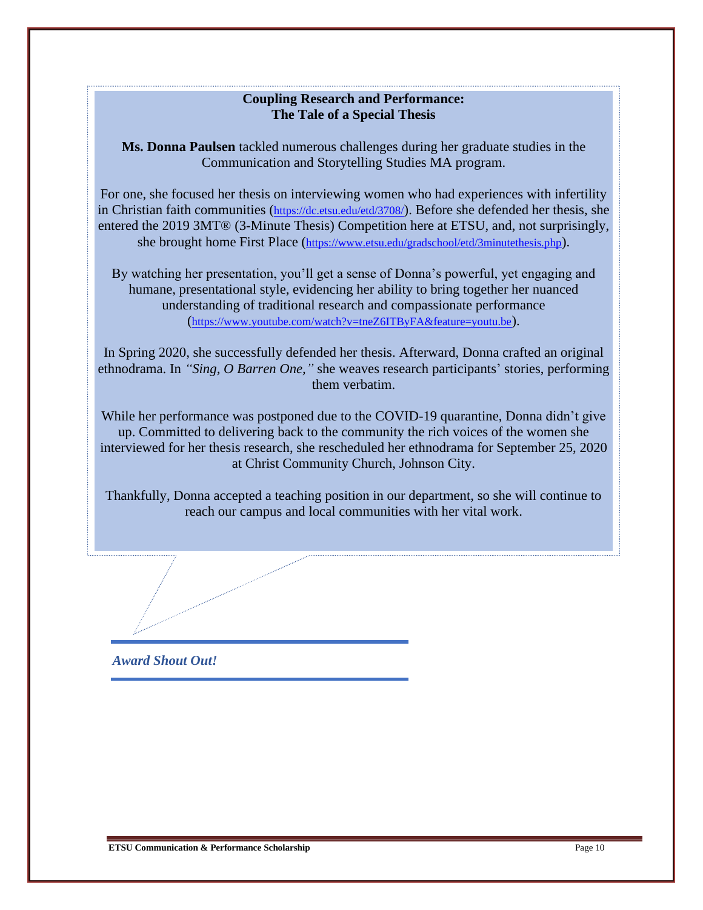## Coupling Research and Performance: The Tale of a Special Thesis

**Ms. Donna Paulsen** tackled numerous challenges during her graduate studies in the Communication and Storytelling Studies MA program.

For one, she focused her thesis on interviewing women who had experiences with infertility in Christian faith communities (https://dc.etsu.edu/etd/3708/). Before she defended her thesis, she entered the 2019 3MT® (3-Minute Thesis) Competition here at ETSU, and, not surprisingly, she brought home First Place (https://www.etsu.edu/gradschool/etd/3minutethesis.php).

By watching her presentation, you'll get a sense of Donna's powerful, yet engaging and humane, presentational style, evidencing her ability to bring together her nuanced understanding of traditional research and compassionate performance (https://www.youtube.com/watch?v=tneZ6ITByFA&feature=youtu.be).

In Spring 2020, she successfully defended her thesis. Afterward, Donna crafted an original ethnodrama. In *"Sing, O Barren One,"* she weaves research participants' stories, performing them verbatim.

While her performance was postponed due to the COVID-19 quarantine, Donna didn't give up. Committed to delivering back to the community the rich voices of the women she interviewed for her thesis research, she rescheduled her ethnodrama for September 25, 2020 at Christ Community Church, Johnson City.

Thankfully, Donna accepted a teaching position in our department, so she will continue to reach our campus and local communities with her vital work.

***Award Shout Out!***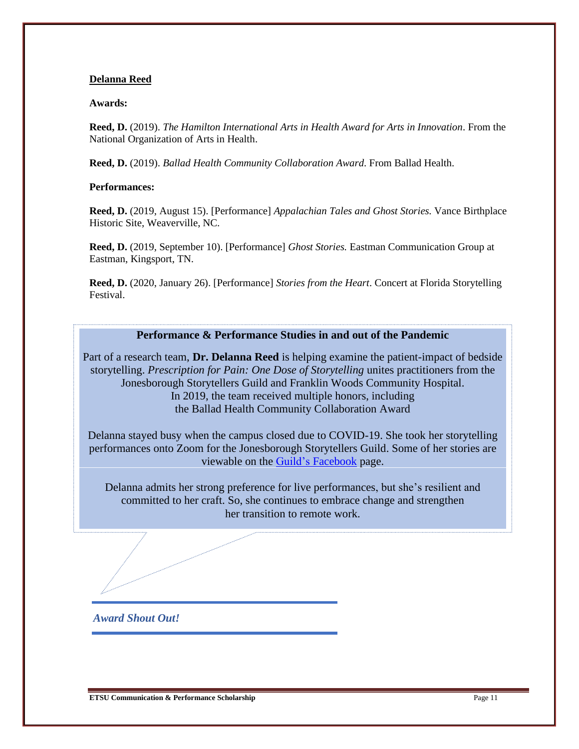**<u>Delanna Reed</u>**

**Awards:**

**Reed, D.** (2019). *The Hamilton International Arts in Health Award for Arts in Innovation*. From the National Organization of Arts in Health.

**Reed, D.** (2019). *Ballad Health Community Collaboration Award.* From Ballad Health.

**Performances:**

**Reed, D.** (2019, August 15). [Performance] *Appalachian Tales and Ghost Stories.* Vance Birthplace Historic Site, Weaverville, NC.

**Reed, D.** (2019, September 10). [Performance] *Ghost Stories.* Eastman Communication Group at Eastman, Kingsport, TN.

**Reed, D.** (2020, January 26). [Performance] *Stories from the Heart*. Concert at Florida Storytelling Festival.

**Performance & Performance Studies in and out of the Pandemic**

Part of a research team, **Dr. Delanna Reed** is helping examine the patient-impact of bedside storytelling. *Prescription for Pain: One Dose of Storytelling* unites practitioners from the Jonesborough Storytellers Guild and Franklin Woods Community Hospital. In 2019, the team received multiple honors, including the Ballad Health Community Collaboration Award

Delanna stayed busy when the campus closed due to COVID-19. She took her storytelling performances onto Zoom for the Jonesborough Storytellers Guild. Some of her stories are viewable on the Guild's Facebook page.

Delanna admits her strong preference for live performances, but she's resilient and committed to her craft. So, she continues to embrace change and strengthen her transition to remote work.

*Award Shout Out!*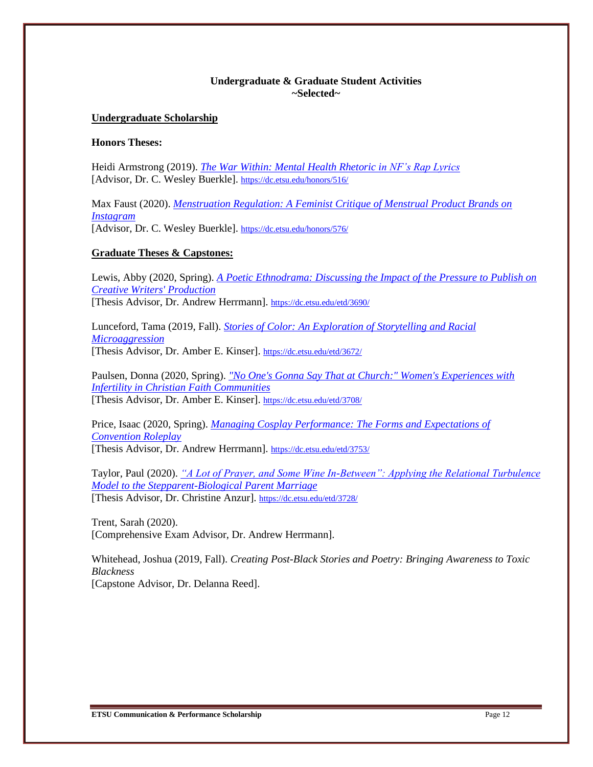## Undergraduate & Graduate Student Activities
**~Selected~**

### Undergraduate Scholarship

**Honors Theses:**

Heidi Armstrong (2019). *The War Within: Mental Health Rhetoric in NF's Rap Lyrics*
[Advisor, Dr. C. Wesley Buerkle]. https://dc.etsu.edu/honors/516/

Max Faust (2020). *Menstruation Regulation: A Feminist Critique of Menstrual Product Brands on Instagram*
[Advisor, Dr. C. Wesley Buerkle]. https://dc.etsu.edu/honors/576/

### Graduate Theses & Capstones:

Lewis, Abby (2020, Spring). *A Poetic Ethnodrama: Discussing the Impact of the Pressure to Publish on Creative Writers' Production*
[Thesis Advisor, Dr. Andrew Herrmann]. https://dc.etsu.edu/etd/3690/

Lunceford, Tama (2019, Fall). *Stories of Color: An Exploration of Storytelling and Racial Microaggression*
[Thesis Advisor, Dr. Amber E. Kinser]. https://dc.etsu.edu/etd/3672/

Paulsen, Donna (2020, Spring). *"No One's Gonna Say That at Church:" Women's Experiences with Infertility in Christian Faith Communities*
[Thesis Advisor, Dr. Amber E. Kinser]. https://dc.etsu.edu/etd/3708/

Price, Isaac (2020, Spring). *Managing Cosplay Performance: The Forms and Expectations of Convention Roleplay*
[Thesis Advisor, Dr. Andrew Herrmann]. https://dc.etsu.edu/etd/3753/

Taylor, Paul (2020). *"A Lot of Prayer, and Some Wine In-Between": Applying the Relational Turbulence Model to the Stepparent-Biological Parent Marriage*
[Thesis Advisor, Dr. Christine Anzur]. https://dc.etsu.edu/etd/3728/

Trent, Sarah (2020).
[Comprehensive Exam Advisor, Dr. Andrew Herrmann].

Whitehead, Joshua (2019, Fall). *Creating Post-Black Stories and Poetry: Bringing Awareness to Toxic Blackness*
[Capstone Advisor, Dr. Delanna Reed].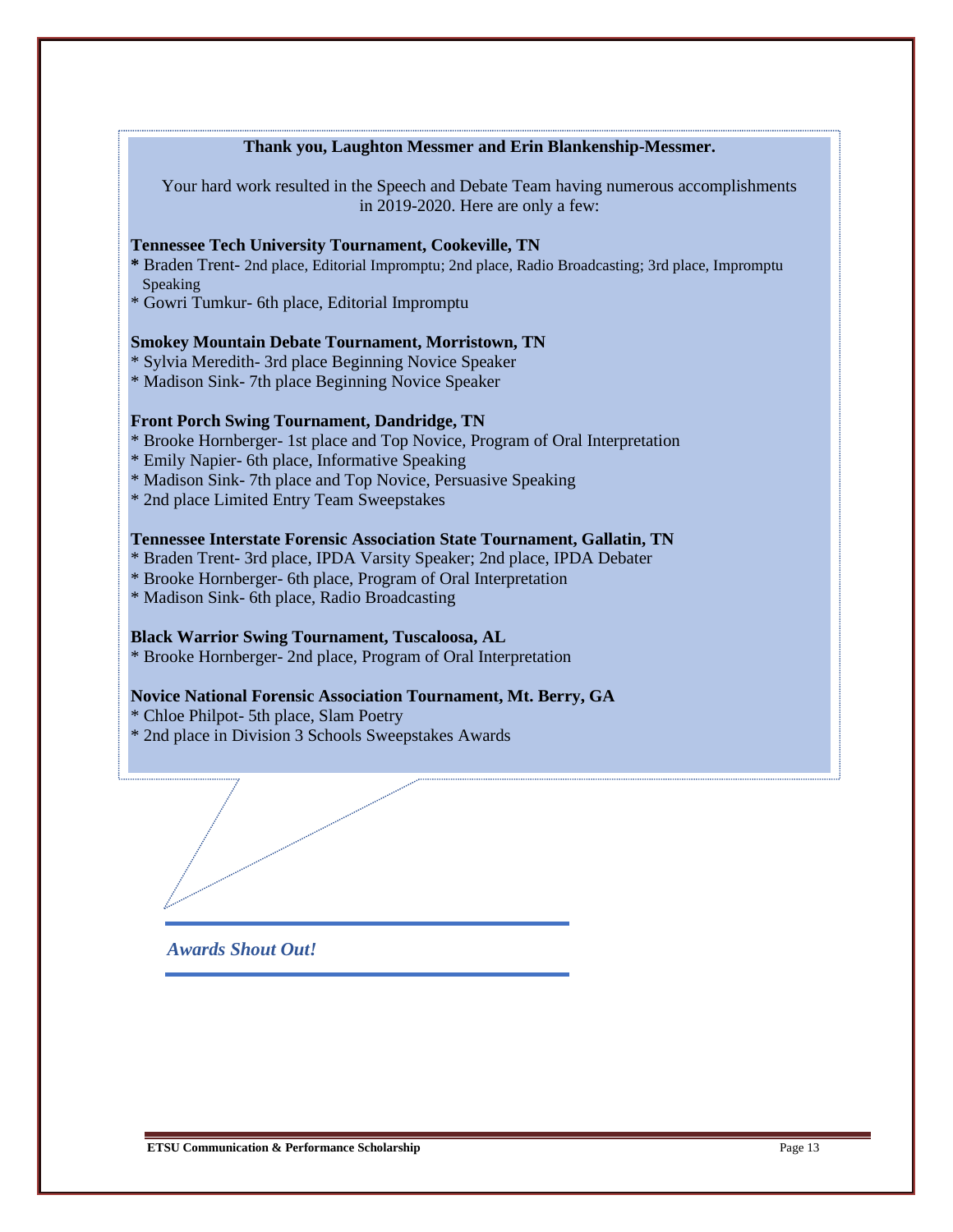**Thank you, Laughton Messmer and Erin Blankenship-Messmer.**

Your hard work resulted in the Speech and Debate Team having numerous accomplishments in 2019-2020. Here are only a few:

**Tennessee Tech University Tournament, Cookeville, TN**

* Braden Trent- 2nd place, Editorial Impromptu; 2nd place, Radio Broadcasting; 3rd place, Impromptu Speaking
* Gowri Tumkur- 6th place, Editorial Impromptu

**Smokey Mountain Debate Tournament, Morristown, TN**

* Sylvia Meredith- 3rd place Beginning Novice Speaker
* Madison Sink- 7th place Beginning Novice Speaker

**Front Porch Swing Tournament, Dandridge, TN**

* Brooke Hornberger- 1st place and Top Novice, Program of Oral Interpretation
* Emily Napier- 6th place, Informative Speaking
* Madison Sink- 7th place and Top Novice, Persuasive Speaking
* 2nd place Limited Entry Team Sweepstakes

**Tennessee Interstate Forensic Association State Tournament, Gallatin, TN**

* Braden Trent- 3rd place, IPDA Varsity Speaker; 2nd place, IPDA Debater
* Brooke Hornberger- 6th place, Program of Oral Interpretation
* Madison Sink- 6th place, Radio Broadcasting

**Black Warrior Swing Tournament, Tuscaloosa, AL**

* Brooke Hornberger- 2nd place, Program of Oral Interpretation

**Novice National Forensic Association Tournament, Mt. Berry, GA**

* Chloe Philpot- 5th place, Slam Poetry
* 2nd place in Division 3 Schools Sweepstakes Awards

## *Awards Shout Out!*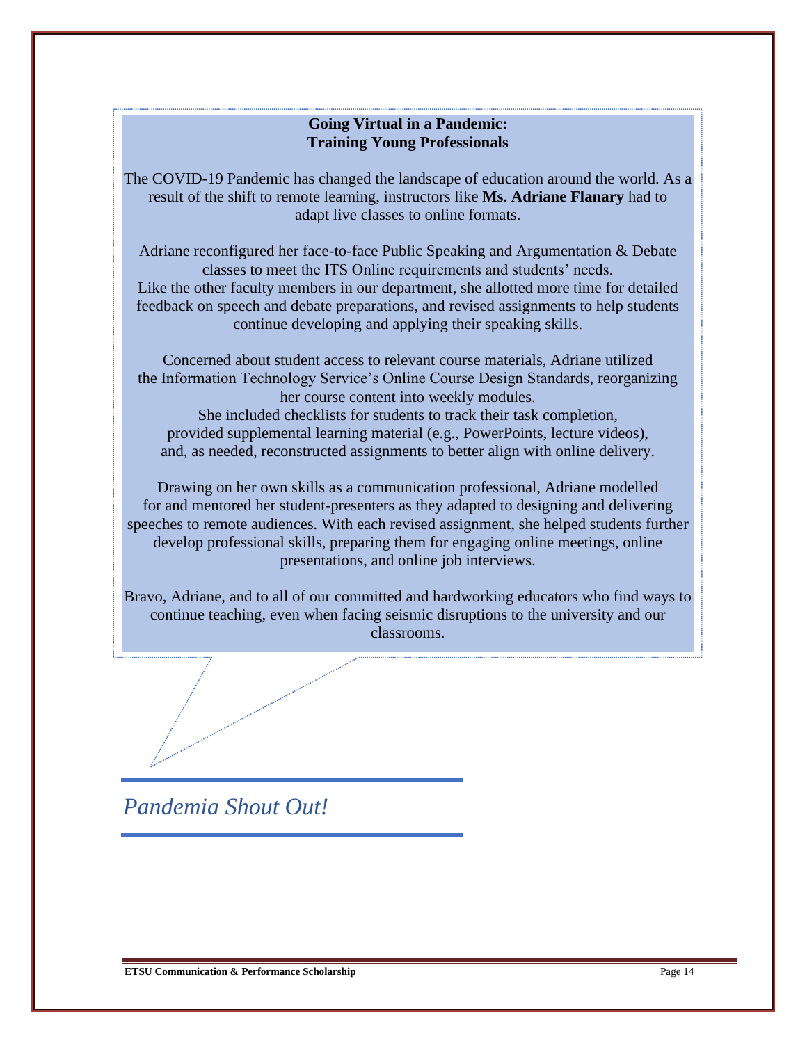**Going Virtual in a Pandemic:**
**Training Young Professionals**

The COVID-19 Pandemic has changed the landscape of education around the world. As a result of the shift to remote learning, instructors like **Ms. Adriane Flanary** had to adapt live classes to online formats.

Adriane reconfigured her face-to-face Public Speaking and Argumentation & Debate classes to meet the ITS Online requirements and students' needs. Like the other faculty members in our department, she allotted more time for detailed feedback on speech and debate preparations, and revised assignments to help students continue developing and applying their speaking skills.

Concerned about student access to relevant course materials, Adriane utilized the Information Technology Service's Online Course Design Standards, reorganizing her course content into weekly modules. She included checklists for students to track their task completion, provided supplemental learning material (e.g., PowerPoints, lecture videos), and, as needed, reconstructed assignments to better align with online delivery.

Drawing on her own skills as a communication professional, Adriane modelled for and mentored her student-presenters as they adapted to designing and delivering speeches to remote audiences. With each revised assignment, she helped students further develop professional skills, preparing them for engaging online meetings, online presentations, and online job interviews.

Bravo, Adriane, and to all of our committed and hardworking educators who find ways to continue teaching, even when facing seismic disruptions to the university and our classrooms.

## *Pandemia Shout Out!*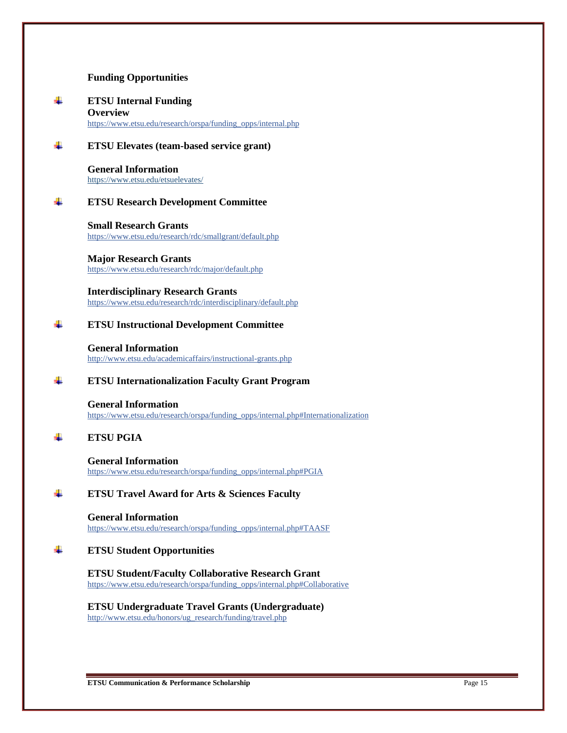## Funding Opportunities

- **ETSU Internal Funding**
  **Overview**
  https://www.etsu.edu/research/orspa/funding_opps/internal.php

- **ETSU Elevates (team-based service grant)**

  **General Information**
  https://www.etsu.edu/etsuelevates/

- **ETSU Research Development Committee**

  **Small Research Grants**
  https://www.etsu.edu/research/rdc/smallgrant/default.php

  **Major Research Grants**
  https://www.etsu.edu/research/rdc/major/default.php

  **Interdisciplinary Research Grants**
  https://www.etsu.edu/research/rdc/interdisciplinary/default.php

- **ETSU Instructional Development Committee**

  **General Information**
  http://www.etsu.edu/academicaffairs/instructional-grants.php

- **ETSU Internationalization Faculty Grant Program**

  **General Information**
  https://www.etsu.edu/research/orspa/funding_opps/internal.php#Internationalization

- **ETSU PGIA**

  **General Information**
  https://www.etsu.edu/research/orspa/funding_opps/internal.php#PGIA

- **ETSU Travel Award for Arts & Sciences Faculty**

  **General Information**
  https://www.etsu.edu/research/orspa/funding_opps/internal.php#TAASF

- **ETSU Student Opportunities**

  **ETSU Student/Faculty Collaborative Research Grant**
  https://www.etsu.edu/research/orspa/funding_opps/internal.php#Collaborative

  **ETSU Undergraduate Travel Grants (Undergraduate)**
  http://www.etsu.edu/honors/ug_research/funding/travel.php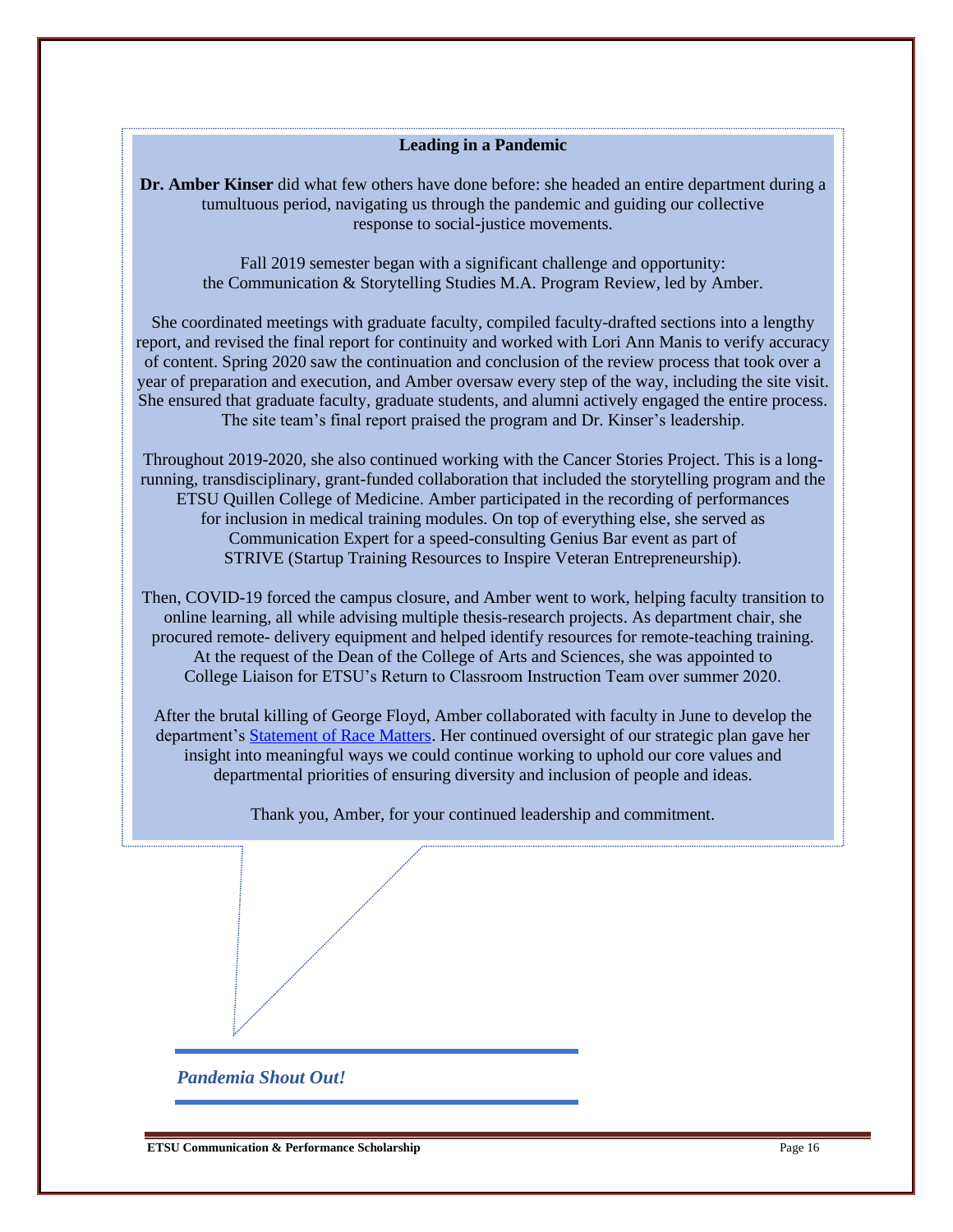## Leading in a Pandemic

**Dr. Amber Kinser** did what few others have done before: she headed an entire department during a tumultuous period, navigating us through the pandemic and guiding our collective response to social-justice movements.

Fall 2019 semester began with a significant challenge and opportunity: the Communication & Storytelling Studies M.A. Program Review, led by Amber.

She coordinated meetings with graduate faculty, compiled faculty-drafted sections into a lengthy report, and revised the final report for continuity and worked with Lori Ann Manis to verify accuracy of content. Spring 2020 saw the continuation and conclusion of the review process that took over a year of preparation and execution, and Amber oversaw every step of the way, including the site visit. She ensured that graduate faculty, graduate students, and alumni actively engaged the entire process. The site team's final report praised the program and Dr. Kinser's leadership.

Throughout 2019-2020, she also continued working with the Cancer Stories Project. This is a long-running, transdisciplinary, grant-funded collaboration that included the storytelling program and the ETSU Quillen College of Medicine. Amber participated in the recording of performances for inclusion in medical training modules. On top of everything else, she served as Communication Expert for a speed-consulting Genius Bar event as part of STRIVE (Startup Training Resources to Inspire Veteran Entrepreneurship).

Then, COVID-19 forced the campus closure, and Amber went to work, helping faculty transition to online learning, all while advising multiple thesis-research projects. As department chair, she procured remote- delivery equipment and helped identify resources for remote-teaching training. At the request of the Dean of the College of Arts and Sciences, she was appointed to College Liaison for ETSU's Return to Classroom Instruction Team over summer 2020.

After the brutal killing of George Floyd, Amber collaborated with faculty in June to develop the department's Statement of Race Matters. Her continued oversight of our strategic plan gave her insight into meaningful ways we could continue working to uphold our core values and departmental priorities of ensuring diversity and inclusion of people and ideas.

Thank you, Amber, for your continued leadership and commitment.

*Pandemia Shout Out!*